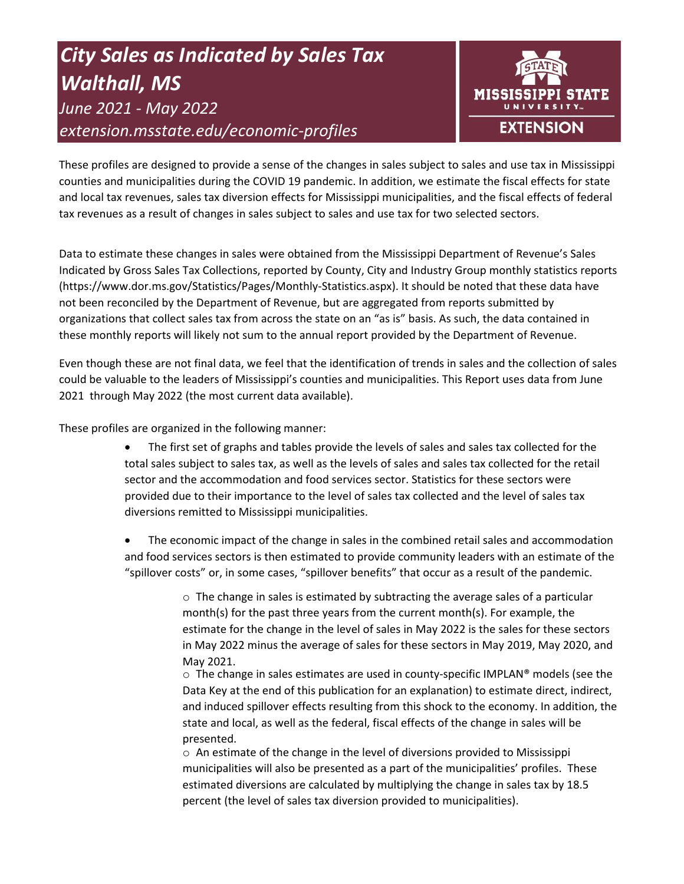# *City Sales as Indicated by Sales Tax Walthall, MS*

*June 2021 - May 2022*

*extension.msstate.edu/economic-profiles*

MISSISSIPPI STATE UNIVERSITY EXTENSION

These profiles are designed to provide a sense of the changes in sales subject to sales and use tax in Mississippi counties and municipalities during the COVID 19 pandemic. In addition, we estimate the fiscal effects for state and local tax revenues, sales tax diversion effects for Mississippi municipalities, and the fiscal effects of federal tax revenues as a result of changes in sales subject to sales and use tax for two selected sectors.

Data to estimate these changes in sales were obtained from the Mississippi Department of Revenue's Sales Indicated by Gross Sales Tax Collections, reported by County, City and Industry Group monthly statistics reports (https://www.dor.ms.gov/Statistics/Pages/Monthly-Statistics.aspx). It should be noted that these data have not been reconciled by the Department of Revenue, but are aggregated from reports submitted by organizations that collect sales tax from across the state on an "as is" basis. As such, the data contained in these monthly reports will likely not sum to the annual report provided by the Department of Revenue.

Even though these are not final data, we feel that the identification of trends in sales and the collection of sales could be valuable to the leaders of Mississippi's counties and municipalities. This Report uses data from June 2021 through May 2022 (the most current data available).

These profiles are organized in the following manner:

- The first set of graphs and tables provide the levels of sales and sales tax collected for the total sales subject to sales tax, as well as the levels of sales and sales tax collected for the retail sector and the accommodation and food services sector. Statistics for these sectors were provided due to their importance to the level of sales tax collected and the level of sales tax diversions remitted to Mississippi municipalities.
- The economic impact of the change in sales in the combined retail sales and accommodation and food services sectors is then estimated to provide community leaders with an estimate of the "spillover costs" or, in some cases, "spillover benefits" that occur as a result of the pandemic.
    - The change in sales is estimated by subtracting the average sales of a particular month(s) for the past three years from the current month(s). For example, the estimate for the change in the level of sales in May 2022 is the sales for these sectors in May 2022 minus the average of sales for these sectors in May 2019, May 2020, and May 2021.
    - The change in sales estimates are used in county-specific IMPLAN® models (see the Data Key at the end of this publication for an explanation) to estimate direct, indirect, and induced spillover effects resulting from this shock to the economy. In addition, the state and local, as well as the federal, fiscal effects of the change in sales will be presented.
    - An estimate of the change in the level of diversions provided to Mississippi municipalities will also be presented as a part of the municipalities' profiles. These estimated diversions are calculated by multiplying the change in sales tax by 18.5 percent (the level of sales tax diversion provided to municipalities).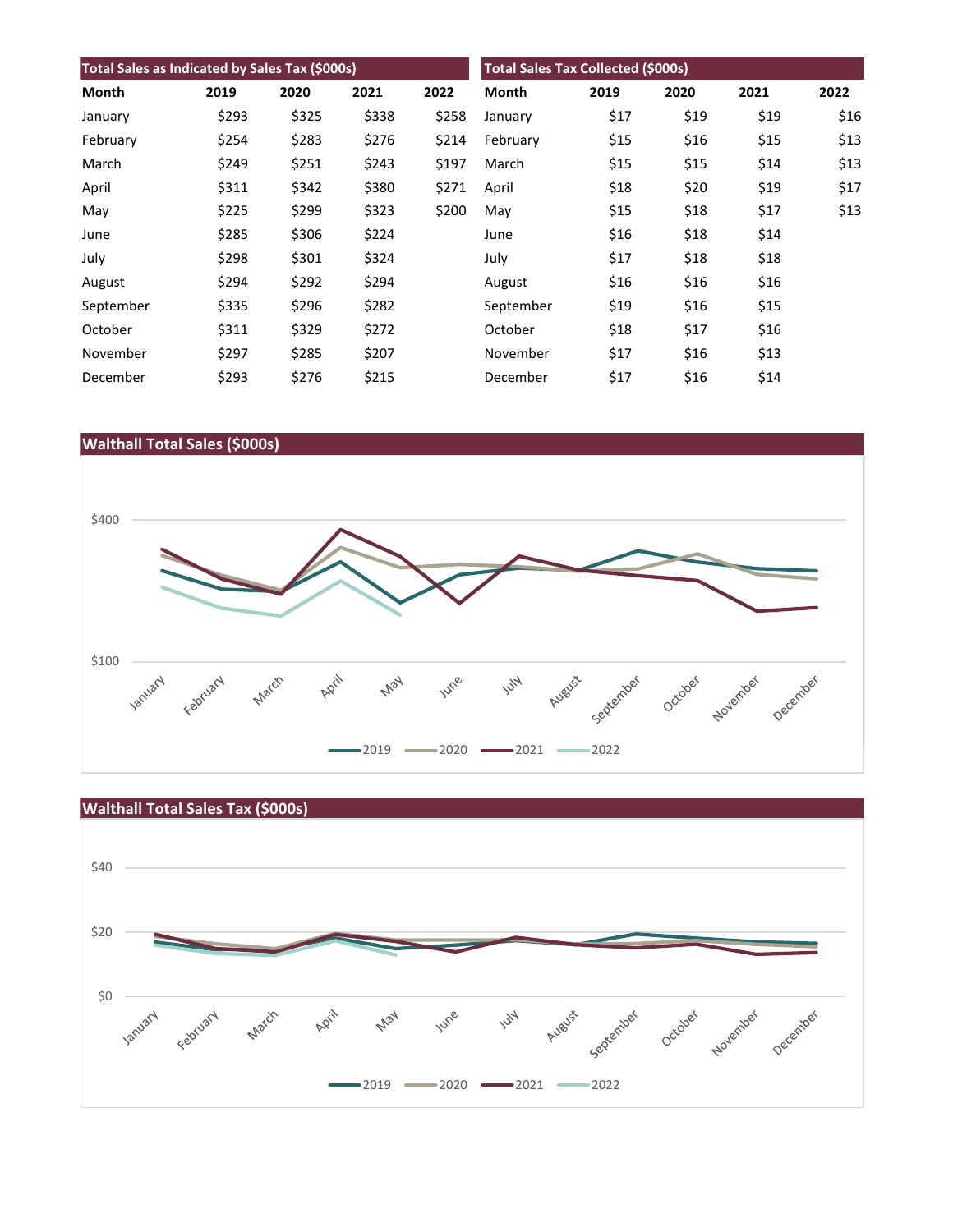## Total Sales as Indicated by Sales Tax ($000s)

| Month | 2019 | 2020 | 2021 | 2022 |
|---|---|---|---|---|
| January | $293 | $325 | $338 | $258 |
| February | $254 | $283 | $276 | $214 |
| March | $249 | $251 | $243 | $197 |
| April | $311 | $342 | $380 | $271 |
| May | $225 | $299 | $323 | $200 |
| June | $285 | $306 | $224 | |
| July | $298 | $301 | $324 | |
| August | $294 | $292 | $294 | |
| September | $335 | $296 | $282 | |
| October | $311 | $329 | $272 | |
| November | $297 | $285 | $207 | |
| December | $293 | $276 | $215 | |

## Total Sales Tax Collected ($000s)

| Month | 2019 | 2020 | 2021 | 2022 |
|---|---|---|---|---|
| January | $17 | $19 | $19 | $16 |
| February | $15 | $16 | $15 | $13 |
| March | $15 | $15 | $14 | $13 |
| April | $18 | $20 | $19 | $17 |
| May | $15 | $18 | $17 | $13 |
| June | $16 | $18 | $14 | |
| July | $17 | $18 | $18 | |
| August | $16 | $16 | $16 | |
| September | $19 | $16 | $15 | |
| October | $18 | $17 | $16 | |
| November | $17 | $16 | $13 | |
| December | $17 | $16 | $14 | |

## Walthall Total Sales ($000s)

## Walthall Total Sales Tax ($000s)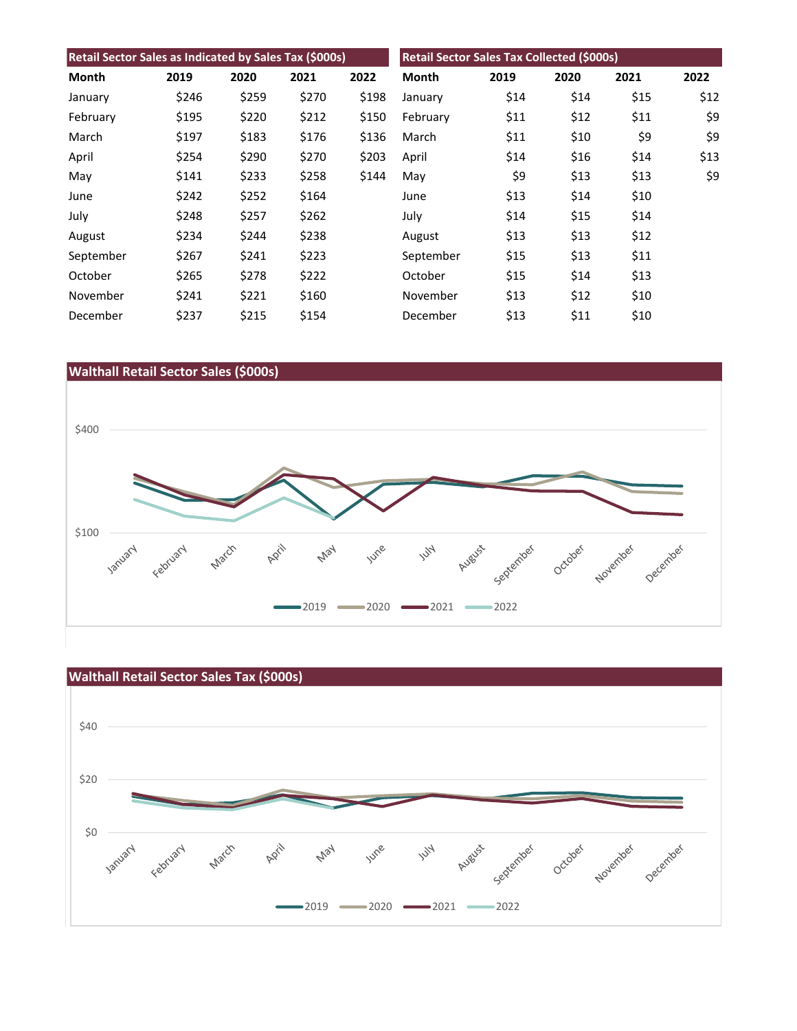## Retail Sector Sales as Indicated by Sales Tax ($000s)

| Month | 2019 | 2020 | 2021 | 2022 |
|---|---|---|---|---|
| January | $246 | $259 | $270 | $198 |
| February | $195 | $220 | $212 | $150 |
| March | $197 | $183 | $176 | $136 |
| April | $254 | $290 | $270 | $203 |
| May | $141 | $233 | $258 | $144 |
| June | $242 | $252 | $164 | |
| July | $248 | $257 | $262 | |
| August | $234 | $244 | $238 | |
| September | $267 | $241 | $223 | |
| October | $265 | $278 | $222 | |
| November | $241 | $221 | $160 | |
| December | $237 | $215 | $154 | |

## Retail Sector Sales Tax Collected ($000s)

| Month | 2019 | 2020 | 2021 | 2022 |
|---|---|---|---|---|
| January | $14 | $14 | $15 | $12 |
| February | $11 | $12 | $11 | $9 |
| March | $11 | $10 | $9 | $9 |
| April | $14 | $16 | $14 | $13 |
| May | $9 | $13 | $13 | $9 |
| June | $13 | $14 | $10 | |
| July | $14 | $15 | $14 | |
| August | $13 | $13 | $12 | |
| September | $15 | $13 | $11 | |
| October | $15 | $14 | $13 | |
| November | $13 | $12 | $10 | |
| December | $13 | $11 | $10 | |

## Walthall Retail Sector Sales ($000s)

## Walthall Retail Sector Sales Tax ($000s)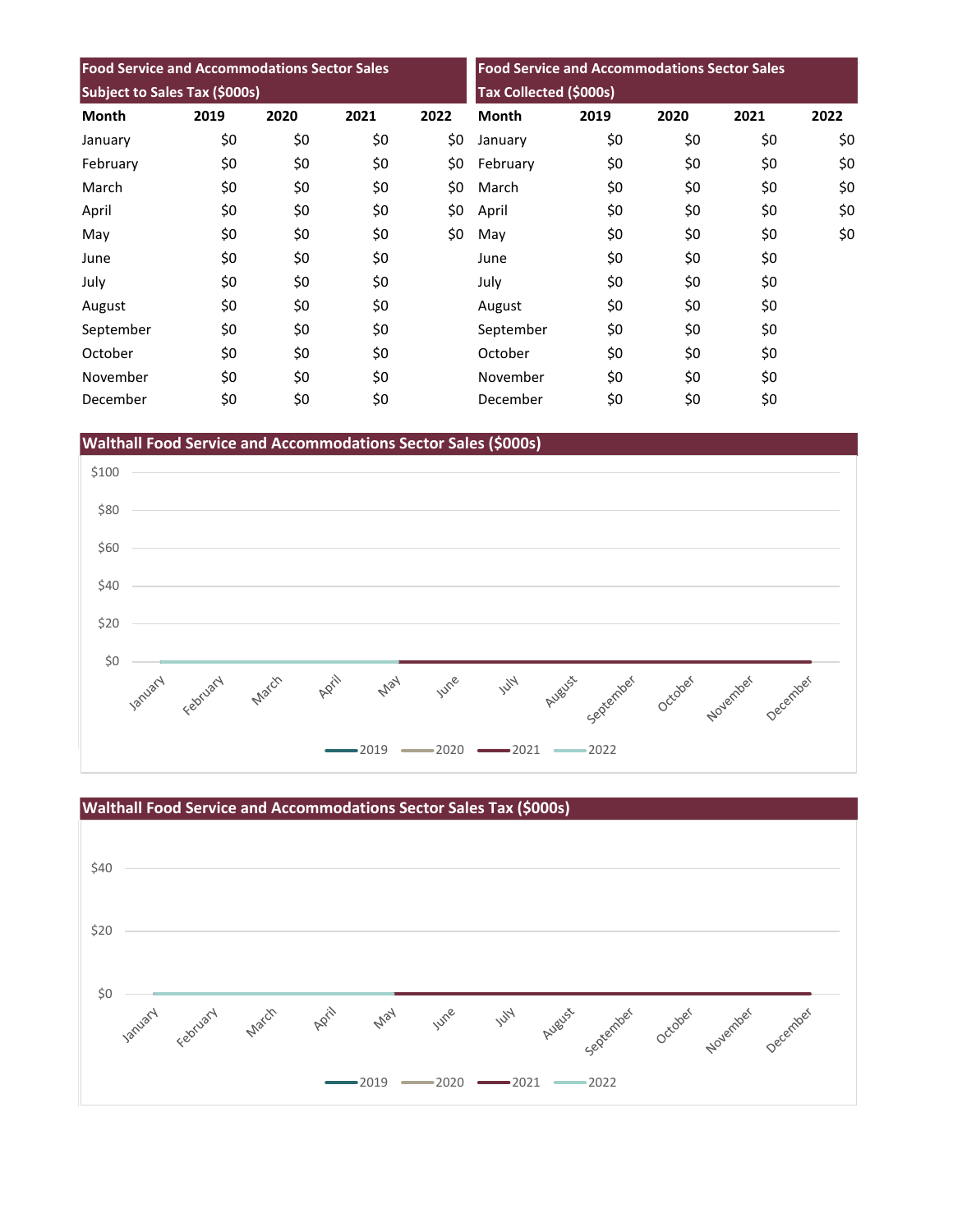| Food Service and Accommodations Sector Sales Subject to Sales Tax ($000s) | | | | |
|---|---|---|---|---|
| Month | 2019 | 2020 | 2021 | 2022 |
| January | $0 | $0 | $0 | $0 |
| February | $0 | $0 | $0 | $0 |
| March | $0 | $0 | $0 | $0 |
| April | $0 | $0 | $0 | $0 |
| May | $0 | $0 | $0 | $0 |
| June | $0 | $0 | $0 | |
| July | $0 | $0 | $0 | |
| August | $0 | $0 | $0 | |
| September | $0 | $0 | $0 | |
| October | $0 | $0 | $0 | |
| November | $0 | $0 | $0 | |
| December | $0 | $0 | $0 | |

| Food Service and Accommodations Sector Sales Tax Collected ($000s) | | | | |
|---|---|---|---|---|
| Month | 2019 | 2020 | 2021 | 2022 |
| January | $0 | $0 | $0 | $0 |
| February | $0 | $0 | $0 | $0 |
| March | $0 | $0 | $0 | $0 |
| April | $0 | $0 | $0 | $0 |
| May | $0 | $0 | $0 | $0 |
| June | $0 | $0 | $0 | |
| July | $0 | $0 | $0 | |
| August | $0 | $0 | $0 | |
| September | $0 | $0 | $0 | |
| October | $0 | $0 | $0 | |
| November | $0 | $0 | $0 | |
| December | $0 | $0 | $0 | |

## Walthall Food Service and Accommodations Sector Sales ($000s)

## Walthall Food Service and Accommodations Sector Sales Tax ($000s)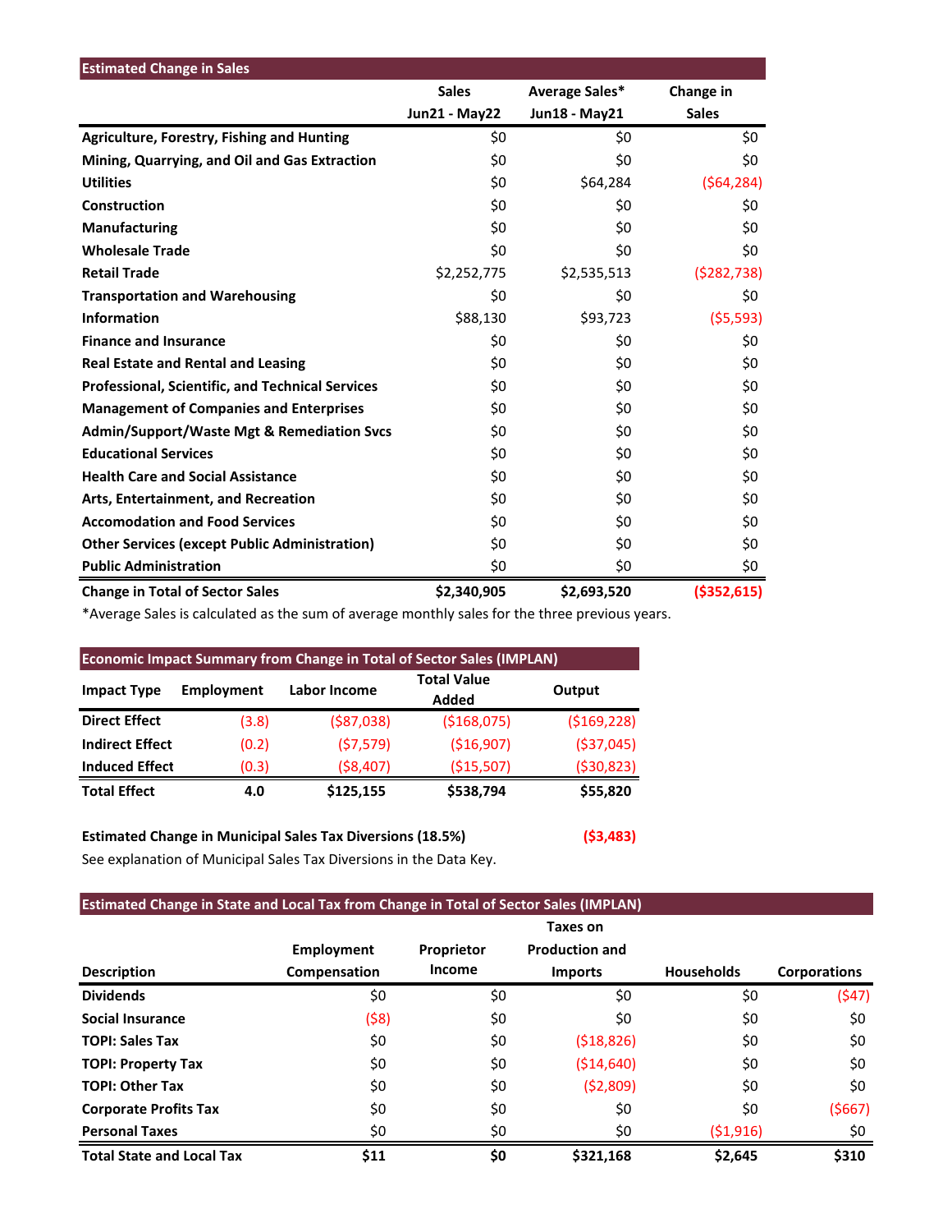## Estimated Change in Sales

| | Sales Jun21 - May22 | Average Sales* Jun18 - May21 | Change in Sales |
|---|---|---|---|
| **Agriculture, Forestry, Fishing and Hunting** | $0 | $0 | $0 |
| **Mining, Quarrying, and Oil and Gas Extraction** | $0 | $0 | $0 |
| **Utilities** | $0 | $64,284 | ($64,284) |
| **Construction** | $0 | $0 | $0 |
| **Manufacturing** | $0 | $0 | $0 |
| **Wholesale Trade** | $0 | $0 | $0 |
| **Retail Trade** | $2,252,775 | $2,535,513 | ($282,738) |
| **Transportation and Warehousing** | $0 | $0 | $0 |
| **Information** | $88,130 | $93,723 | ($5,593) |
| **Finance and Insurance** | $0 | $0 | $0 |
| **Real Estate and Rental and Leasing** | $0 | $0 | $0 |
| **Professional, Scientific, and Technical Services** | $0 | $0 | $0 |
| **Management of Companies and Enterprises** | $0 | $0 | $0 |
| **Admin/Support/Waste Mgt & Remediation Svcs** | $0 | $0 | $0 |
| **Educational Services** | $0 | $0 | $0 |
| **Health Care and Social Assistance** | $0 | $0 | $0 |
| **Arts, Entertainment, and Recreation** | $0 | $0 | $0 |
| **Accomodation and Food Services** | $0 | $0 | $0 |
| **Other Services (except Public Administration)** | $0 | $0 | $0 |
| **Public Administration** | $0 | $0 | $0 |
| **Change in Total of Sector Sales** | **$2,340,905** | **$2,693,520** | **($352,615)** |

*Average Sales is calculated as the sum of average monthly sales for the three previous years.

## Economic Impact Summary from Change in Total of Sector Sales (IMPLAN)

| Impact Type | Employment | Labor Income | Total Value Added | Output |
|---|---|---|---|---|
| **Direct Effect** | (3.8) | ($87,038) | ($168,075) | ($169,228) |
| **Indirect Effect** | (0.2) | ($7,579) | ($16,907) | ($37,045) |
| **Induced Effect** | (0.3) | ($8,407) | ($15,507) | ($30,823) |
| **Total Effect** | **4.0** | **$125,155** | **$538,794** | **$55,820** |

**Estimated Change in Municipal Sales Tax Diversions (18.5%)** **($3,483)**

See explanation of Municipal Sales Tax Diversions in the Data Key.

## Estimated Change in State and Local Tax from Change in Total of Sector Sales (IMPLAN)

| Description | Employment Compensation | Proprietor Income | Taxes on Production and Imports | Households | Corporations |
|---|---|---|---|---|---|
| **Dividends** | $0 | $0 | $0 | $0 | ($47) |
| **Social Insurance** | ($8) | $0 | $0 | $0 | $0 |
| **TOPI: Sales Tax** | $0 | $0 | ($18,826) | $0 | $0 |
| **TOPI: Property Tax** | $0 | $0 | ($14,640) | $0 | $0 |
| **TOPI: Other Tax** | $0 | $0 | ($2,809) | $0 | $0 |
| **Corporate Profits Tax** | $0 | $0 | $0 | $0 | ($667) |
| **Personal Taxes** | $0 | $0 | $0 | ($1,916) | $0 |
| **Total State and Local Tax** | **$11** | **$0** | **$321,168** | **$2,645** | **$310** |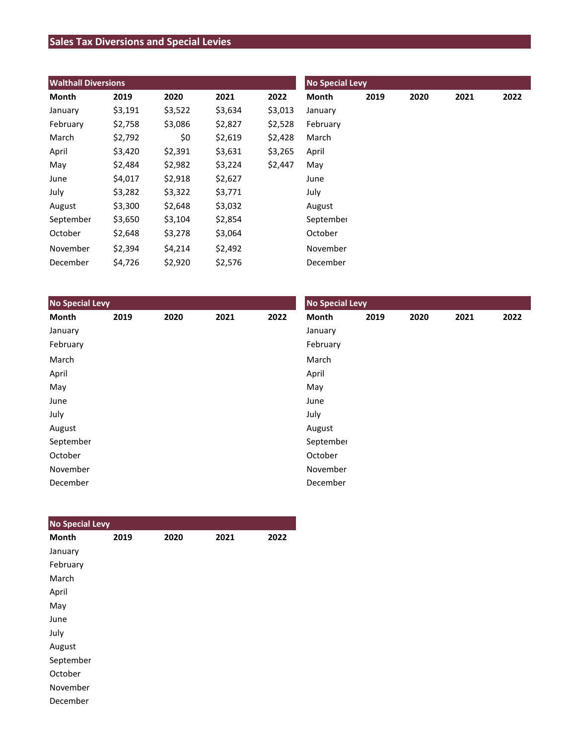## Sales Tax Diversions and Special Levies

**Walthall Diversions**

| Month | 2019 | 2020 | 2021 | 2022 |
|---|---|---|---|---|
| January | $3,191 | $3,522 | $3,634 | $3,013 |
| February | $2,758 | $3,086 | $2,827 | $2,528 |
| March | $2,792 | $0 | $2,619 | $2,428 |
| April | $3,420 | $2,391 | $3,631 | $3,265 |
| May | $2,484 | $2,982 | $3,224 | $2,447 |
| June | $4,017 | $2,918 | $2,627 | |
| July | $3,282 | $3,322 | $3,771 | |
| August | $3,300 | $2,648 | $3,032 | |
| September | $3,650 | $3,104 | $2,854 | |
| October | $2,648 | $3,278 | $3,064 | |
| November | $2,394 | $4,214 | $2,492 | |
| December | $4,726 | $2,920 | $2,576 | |

**No Special Levy**

| Month | 2019 | 2020 | 2021 | 2022 |
|---|---|---|---|---|
| January | | | | |
| February | | | | |
| March | | | | |
| April | | | | |
| May | | | | |
| June | | | | |
| July | | | | |
| August | | | | |
| September | | | | |
| October | | | | |
| November | | | | |
| December | | | | |

**No Special Levy**

| Month | 2019 | 2020 | 2021 | 2022 |
|---|---|---|---|---|
| January | | | | |
| February | | | | |
| March | | | | |
| April | | | | |
| May | | | | |
| June | | | | |
| July | | | | |
| August | | | | |
| September | | | | |
| October | | | | |
| November | | | | |
| December | | | | |

**No Special Levy**

| Month | 2019 | 2020 | 2021 | 2022 |
|---|---|---|---|---|
| January | | | | |
| February | | | | |
| March | | | | |
| April | | | | |
| May | | | | |
| June | | | | |
| July | | | | |
| August | | | | |
| September | | | | |
| October | | | | |
| November | | | | |
| December | | | | |

**No Special Levy**

| Month | 2019 | 2020 | 2021 | 2022 |
|---|---|---|---|---|
| January | | | | |
| February | | | | |
| March | | | | |
| April | | | | |
| May | | | | |
| June | | | | |
| July | | | | |
| August | | | | |
| September | | | | |
| October | | | | |
| November | | | | |
| December | | | | |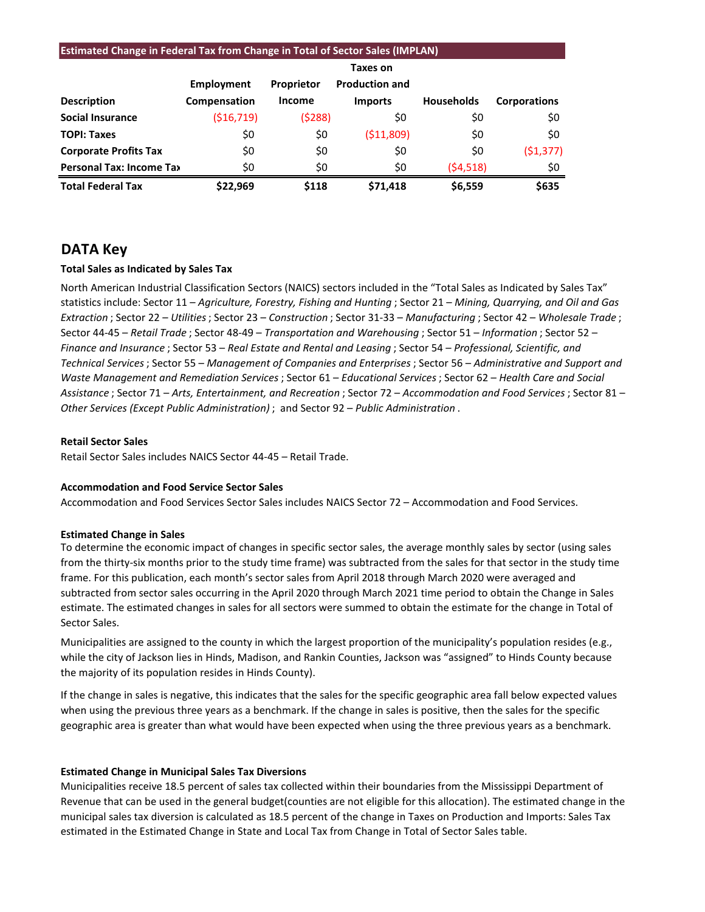**Estimated Change in Federal Tax from Change in Total of Sector Sales (IMPLAN)**

| Description | Employment Compensation | Proprietor Income | Taxes on Production and Imports | Households | Corporations |
|---|---|---|---|---|---|
| **Social Insurance** | ($16,719) | ($288) | $0 | $0 | $0 |
| **TOPI: Taxes** | $0 | $0 | ($11,809) | $0 | $0 |
| **Corporate Profits Tax** | $0 | $0 | $0 | $0 | ($1,377) |
| **Personal Tax: Income Tax** | $0 | $0 | $0 | ($4,518) | $0 |
| **Total Federal Tax** | **$22,969** | **$118** | **$71,418** | **$6,559** | **$635** |

## DATA Key

**Total Sales as Indicated by Sales Tax**

North American Industrial Classification Sectors (NAICS) sectors included in the "Total Sales as Indicated by Sales Tax" statistics include: Sector 11 – *Agriculture, Forestry, Fishing and Hunting* ; Sector 21 – *Mining, Quarrying, and Oil and Gas Extraction* ; Sector 22 – *Utilities* ; Sector 23 – *Construction* ; Sector 31-33 – *Manufacturing* ; Sector 42 – *Wholesale Trade* ; Sector 44-45 – *Retail Trade* ; Sector 48-49 – *Transportation and Warehousing* ; Sector 51 – *Information* ; Sector 52 – *Finance and Insurance* ; Sector 53 – *Real Estate and Rental and Leasing* ; Sector 54 – *Professional, Scientific, and Technical Services* ; Sector 55 – *Management of Companies and Enterprises* ; Sector 56 – *Administrative and Support and Waste Management and Remediation Services* ; Sector 61 – *Educational Services* ; Sector 62 – *Health Care and Social Assistance* ; Sector 71 – *Arts, Entertainment, and Recreation* ; Sector 72 – *Accommodation and Food Services* ; Sector 81 – *Other Services (Except Public Administration)* ; and Sector 92 – *Public Administration* .

**Retail Sector Sales**

Retail Sector Sales includes NAICS Sector 44-45 – Retail Trade.

**Accommodation and Food Service Sector Sales**

Accommodation and Food Services Sector Sales includes NAICS Sector 72 – Accommodation and Food Services.

**Estimated Change in Sales**

To determine the economic impact of changes in specific sector sales, the average monthly sales by sector (using sales from the thirty-six months prior to the study time frame) was subtracted from the sales for that sector in the study time frame. For this publication, each month's sector sales from April 2018 through March 2020 were averaged and subtracted from sector sales occurring in the April 2020 through March 2021 time period to obtain the Change in Sales estimate. The estimated changes in sales for all sectors were summed to obtain the estimate for the change in Total of Sector Sales.

Municipalities are assigned to the county in which the largest proportion of the municipality's population resides (e.g., while the city of Jackson lies in Hinds, Madison, and Rankin Counties, Jackson was "assigned" to Hinds County because the majority of its population resides in Hinds County).

If the change in sales is negative, this indicates that the sales for the specific geographic area fall below expected values when using the previous three years as a benchmark. If the change in sales is positive, then the sales for the specific geographic area is greater than what would have been expected when using the three previous years as a benchmark.

**Estimated Change in Municipal Sales Tax Diversions**

Municipalities receive 18.5 percent of sales tax collected within their boundaries from the Mississippi Department of Revenue that can be used in the general budget(counties are not eligible for this allocation). The estimated change in the municipal sales tax diversion is calculated as 18.5 percent of the change in Taxes on Production and Imports: Sales Tax estimated in the Estimated Change in State and Local Tax from Change in Total of Sector Sales table.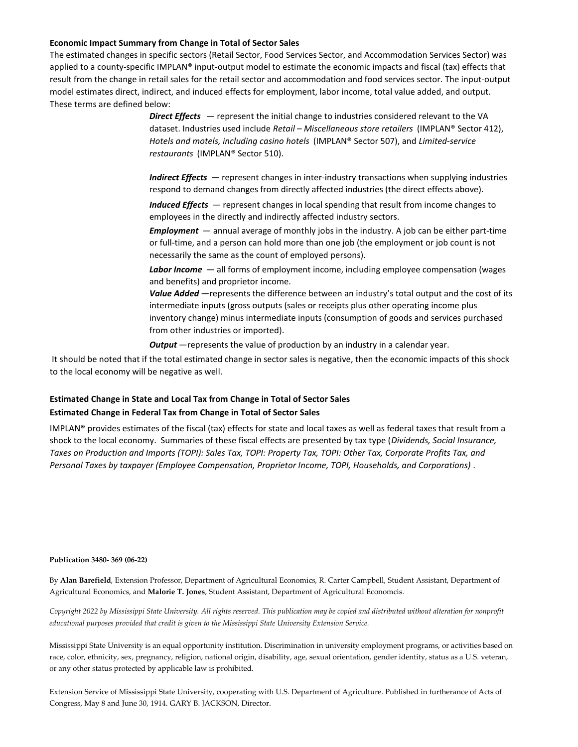**Economic Impact Summary from Change in Total of Sector Sales**

The estimated changes in specific sectors (Retail Sector, Food Services Sector, and Accommodation Services Sector) was applied to a county-specific IMPLAN® input-output model to estimate the economic impacts and fiscal (tax) effects that result from the change in retail sales for the retail sector and accommodation and food services sector. The input-output model estimates direct, indirect, and induced effects for employment, labor income, total value added, and output. These terms are defined below:

***Direct Effects*** — represent the initial change to industries considered relevant to the VA dataset. Industries used include *Retail – Miscellaneous store retailers* (IMPLAN® Sector 412), *Hotels and motels, including casino hotels* (IMPLAN® Sector 507), and *Limited-service restaurants* (IMPLAN® Sector 510).

***Indirect Effects*** — represent changes in inter-industry transactions when supplying industries respond to demand changes from directly affected industries (the direct effects above).

***Induced Effects*** — represent changes in local spending that result from income changes to employees in the directly and indirectly affected industry sectors.

***Employment*** — annual average of monthly jobs in the industry. A job can be either part-time or full-time, and a person can hold more than one job (the employment or job count is not necessarily the same as the count of employed persons).

***Labor Income*** — all forms of employment income, including employee compensation (wages and benefits) and proprietor income.

***Value Added*** —represents the difference between an industry's total output and the cost of its intermediate inputs (gross outputs (sales or receipts plus other operating income plus inventory change) minus intermediate inputs (consumption of goods and services purchased from other industries or imported).

***Output*** —represents the value of production by an industry in a calendar year.

It should be noted that if the total estimated change in sector sales is negative, then the economic impacts of this shock to the local economy will be negative as well.

**Estimated Change in State and Local Tax from Change in Total of Sector Sales**

**Estimated Change in Federal Tax from Change in Total of Sector Sales**

IMPLAN® provides estimates of the fiscal (tax) effects for state and local taxes as well as federal taxes that result from a shock to the local economy. Summaries of these fiscal effects are presented by tax type (*Dividends, Social Insurance, Taxes on Production and Imports (TOPI): Sales Tax, TOPI: Property Tax, TOPI: Other Tax, Corporate Profits Tax, and Personal Taxes by taxpayer (Employee Compensation, Proprietor Income, TOPI, Households, and Corporations)* .

**Publication 3480- 369 (06-22)**

By **Alan Barefield**, Extension Professor, Department of Agricultural Economics, R. Carter Campbell, Student Assistant, Department of Agricultural Economics, and **Malorie T. Jones**, Student Assistant, Department of Agricultural Economcis.

*Copyright 2022 by Mississippi State University. All rights reserved. This publication may be copied and distributed without alteration for nonprofit educational purposes provided that credit is given to the Mississippi State University Extension Service.*

Mississippi State University is an equal opportunity institution. Discrimination in university employment programs, or activities based on race, color, ethnicity, sex, pregnancy, religion, national origin, disability, age, sexual orientation, gender identity, status as a U.S. veteran, or any other status protected by applicable law is prohibited.

Extension Service of Mississippi State University, cooperating with U.S. Department of Agriculture. Published in furtherance of Acts of Congress, May 8 and June 30, 1914. GARY B. JACKSON, Director.